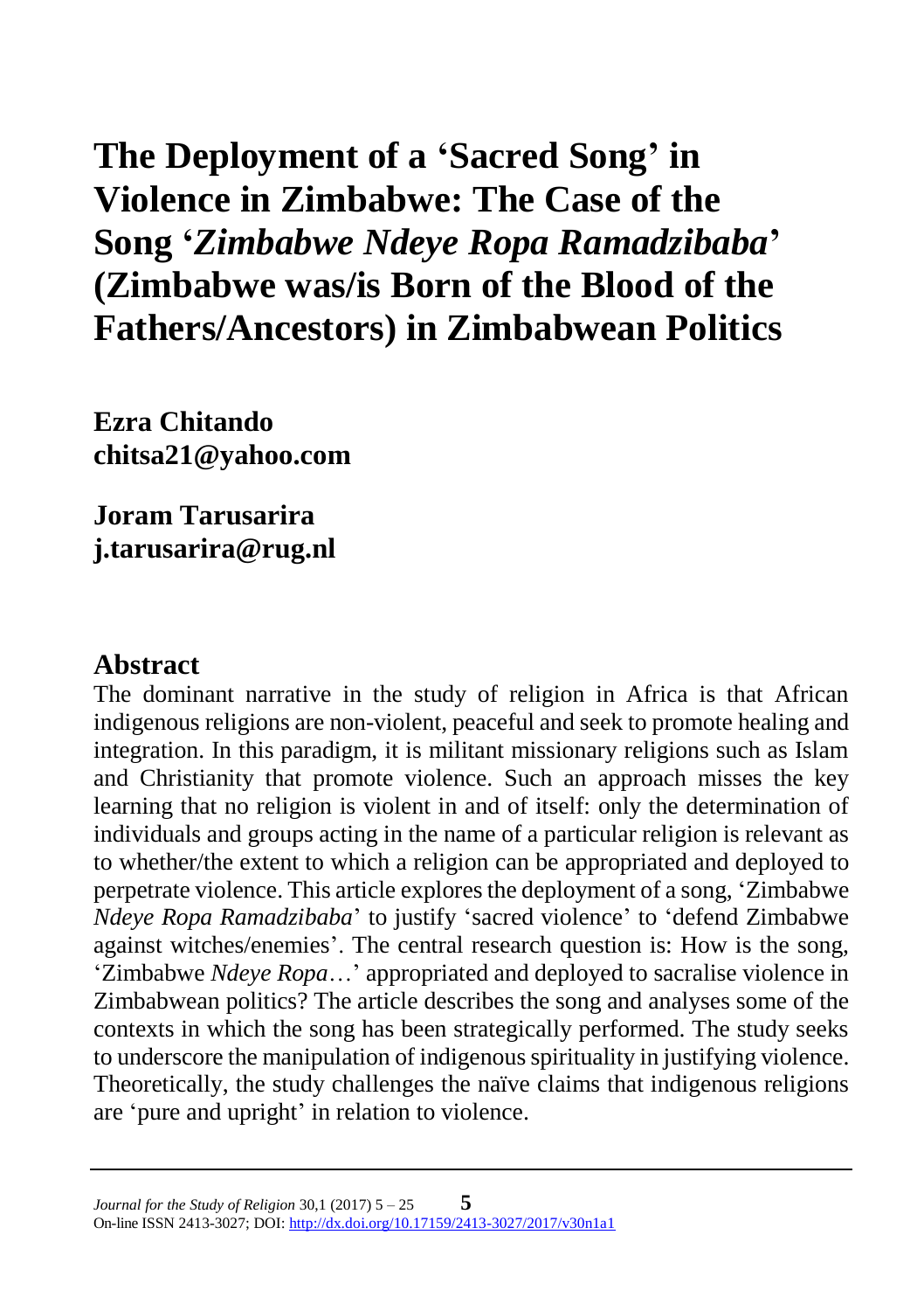# The Deployment of a 'Sacred Song' in Violence in Zimbabwe: The Case of the Song '*Zimbabwe Ndeye Ropa Ramadzibaba*' (Zimbabwe was/is Born of the Blood of the Fathers/Ancestors) in Zimbabwean Politics

**Ezra Chitando**
**chitsa21@yahoo.com**

**Joram Tarusarira**
**j.tarusarira@rug.nl**

## Abstract

The dominant narrative in the study of religion in Africa is that African indigenous religions are non-violent, peaceful and seek to promote healing and integration. In this paradigm, it is militant missionary religions such as Islam and Christianity that promote violence. Such an approach misses the key learning that no religion is violent in and of itself: only the determination of individuals and groups acting in the name of a particular religion is relevant as to whether/the extent to which a religion can be appropriated and deployed to perpetrate violence. This article explores the deployment of a song, 'Zimbabwe *Ndeye Ropa Ramadzibaba*' to justify 'sacred violence' to 'defend Zimbabwe against witches/enemies'. The central research question is: How is the song, 'Zimbabwe *Ndeye Ropa*…' appropriated and deployed to sacralise violence in Zimbabwean politics? The article describes the song and analyses some of the contexts in which the song has been strategically performed. The study seeks to underscore the manipulation of indigenous spirituality in justifying violence. Theoretically, the study challenges the naïve claims that indigenous religions are 'pure and upright' in relation to violence.

*Journal for the Study of Religion* 30,1 (2017) 5 – 25
On-line ISSN 2413-3027; DOI: http://dx.doi.org/10.17159/2413-3027/2017/v30n1a1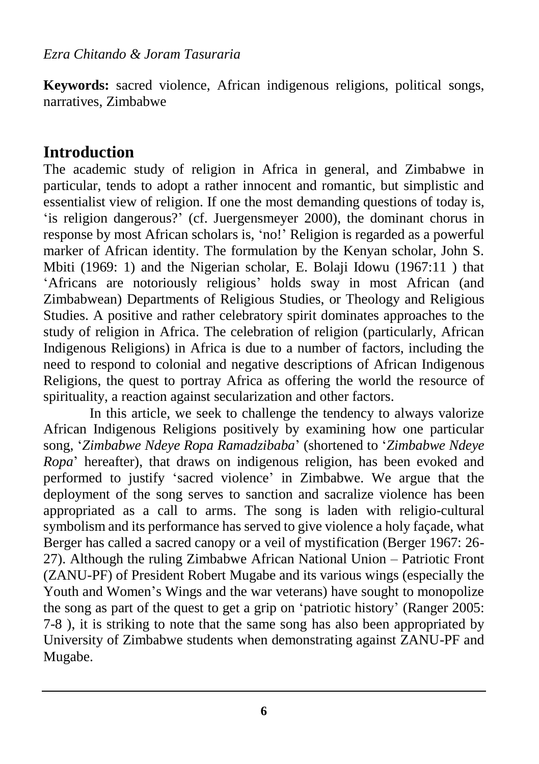**Keywords:** sacred violence, African indigenous religions, political songs, narratives, Zimbabwe

## Introduction

The academic study of religion in Africa in general, and Zimbabwe in particular, tends to adopt a rather innocent and romantic, but simplistic and essentialist view of religion. If one the most demanding questions of today is, 'is religion dangerous?' (cf. Juergensmeyer 2000), the dominant chorus in response by most African scholars is, 'no!' Religion is regarded as a powerful marker of African identity. The formulation by the Kenyan scholar, John S. Mbiti (1969: 1) and the Nigerian scholar, E. Bolaji Idowu (1967:11 ) that 'Africans are notoriously religious' holds sway in most African (and Zimbabwean) Departments of Religious Studies, or Theology and Religious Studies. A positive and rather celebratory spirit dominates approaches to the study of religion in Africa. The celebration of religion (particularly, African Indigenous Religions) in Africa is due to a number of factors, including the need to respond to colonial and negative descriptions of African Indigenous Religions, the quest to portray Africa as offering the world the resource of spirituality, a reaction against secularization and other factors.

In this article, we seek to challenge the tendency to always valorize African Indigenous Religions positively by examining how one particular song, '*Zimbabwe Ndeye Ropa Ramadzibaba*' (shortened to '*Zimbabwe Ndeye Ropa*' hereafter), that draws on indigenous religion, has been evoked and performed to justify 'sacred violence' in Zimbabwe. We argue that the deployment of the song serves to sanction and sacralize violence has been appropriated as a call to arms. The song is laden with religio-cultural symbolism and its performance has served to give violence a holy façade, what Berger has called a sacred canopy or a veil of mystification (Berger 1967: 26-27). Although the ruling Zimbabwe African National Union – Patriotic Front (ZANU-PF) of President Robert Mugabe and its various wings (especially the Youth and Women's Wings and the war veterans) have sought to monopolize the song as part of the quest to get a grip on 'patriotic history' (Ranger 2005: 7-8 ), it is striking to note that the same song has also been appropriated by University of Zimbabwe students when demonstrating against ZANU-PF and Mugabe.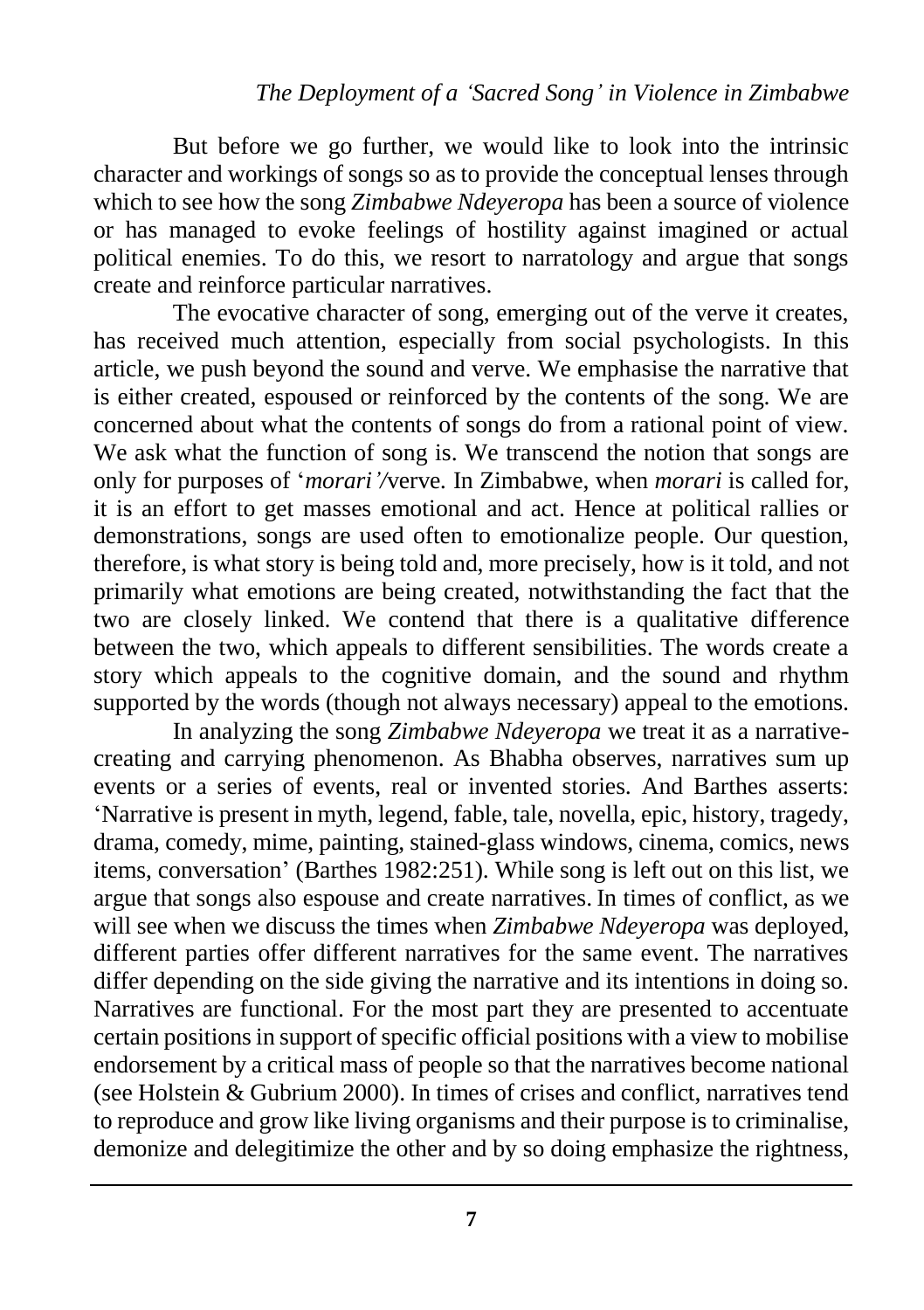But before we go further, we would like to look into the intrinsic character and workings of songs so as to provide the conceptual lenses through which to see how the song *Zimbabwe Ndeyeropa* has been a source of violence or has managed to evoke feelings of hostility against imagined or actual political enemies. To do this, we resort to narratology and argue that songs create and reinforce particular narratives.

The evocative character of song, emerging out of the verve it creates, has received much attention, especially from social psychologists. In this article, we push beyond the sound and verve. We emphasise the narrative that is either created, espoused or reinforced by the contents of the song. We are concerned about what the contents of songs do from a rational point of view. We ask what the function of song is. We transcend the notion that songs are only for purposes of '*morari*'/verve. In Zimbabwe, when *morari* is called for, it is an effort to get masses emotional and act. Hence at political rallies or demonstrations, songs are used often to emotionalize people. Our question, therefore, is what story is being told and, more precisely, how is it told, and not primarily what emotions are being created, notwithstanding the fact that the two are closely linked. We contend that there is a qualitative difference between the two, which appeals to different sensibilities. The words create a story which appeals to the cognitive domain, and the sound and rhythm supported by the words (though not always necessary) appeal to the emotions.

In analyzing the song *Zimbabwe Ndeyeropa* we treat it as a narrative-creating and carrying phenomenon. As Bhabha observes, narratives sum up events or a series of events, real or invented stories. And Barthes asserts: 'Narrative is present in myth, legend, fable, tale, novella, epic, history, tragedy, drama, comedy, mime, painting, stained-glass windows, cinema, comics, news items, conversation' (Barthes 1982:251). While song is left out on this list, we argue that songs also espouse and create narratives. In times of conflict, as we will see when we discuss the times when *Zimbabwe Ndeyeropa* was deployed, different parties offer different narratives for the same event. The narratives differ depending on the side giving the narrative and its intentions in doing so. Narratives are functional. For the most part they are presented to accentuate certain positions in support of specific official positions with a view to mobilise endorsement by a critical mass of people so that the narratives become national (see Holstein & Gubrium 2000). In times of crises and conflict, narratives tend to reproduce and grow like living organisms and their purpose is to criminalise, demonize and delegitimize the other and by so doing emphasize the rightness,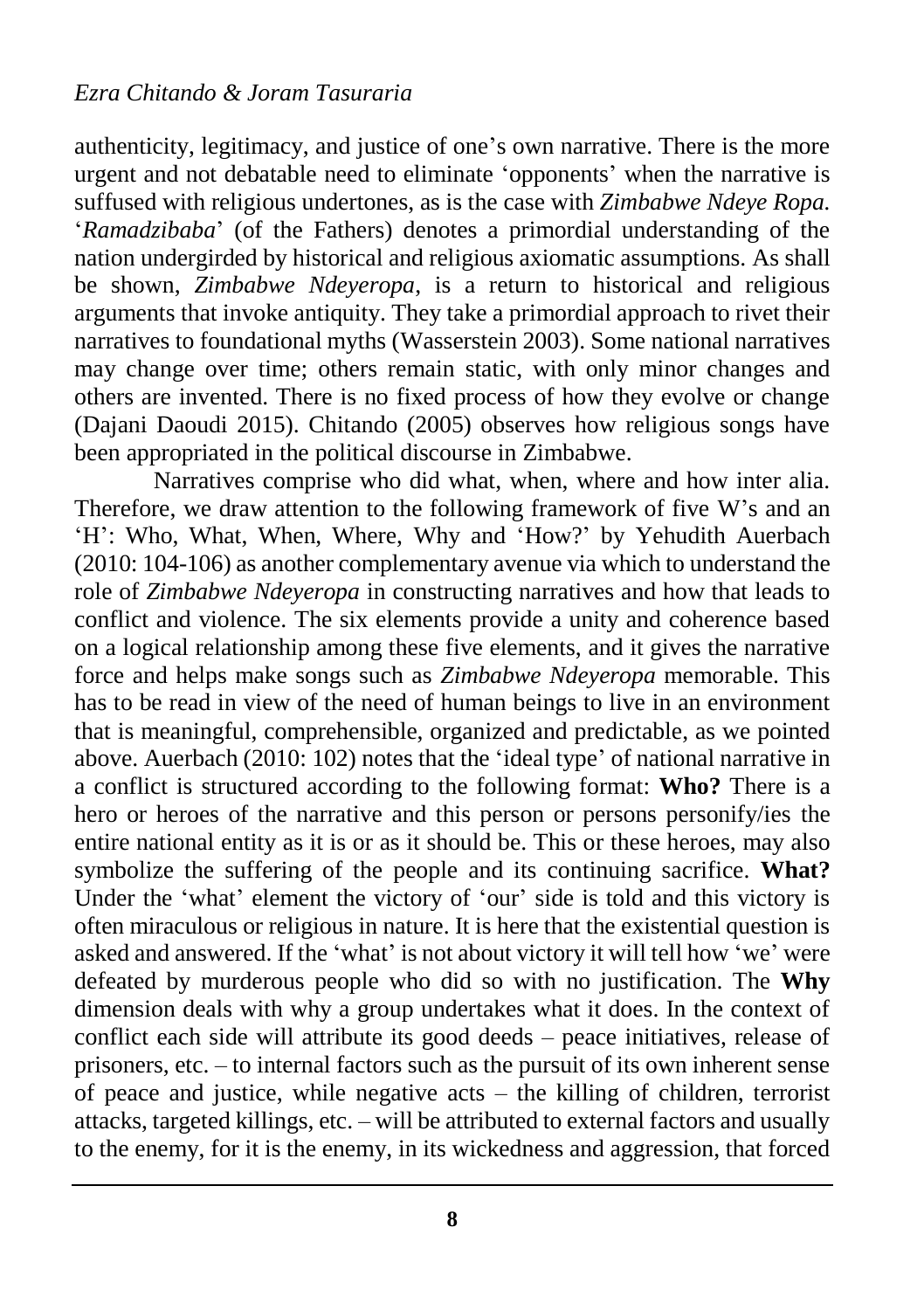authenticity, legitimacy, and justice of one's own narrative. There is the more urgent and not debatable need to eliminate 'opponents' when the narrative is suffused with religious undertones, as is the case with *Zimbabwe Ndeye Ropa.* '*Ramadzibaba*' (of the Fathers) denotes a primordial understanding of the nation undergirded by historical and religious axiomatic assumptions. As shall be shown, *Zimbabwe Ndeyeropa*, is a return to historical and religious arguments that invoke antiquity. They take a primordial approach to rivet their narratives to foundational myths (Wasserstein 2003). Some national narratives may change over time; others remain static, with only minor changes and others are invented. There is no fixed process of how they evolve or change (Dajani Daoudi 2015). Chitando (2005) observes how religious songs have been appropriated in the political discourse in Zimbabwe.

Narratives comprise who did what, when, where and how inter alia. Therefore, we draw attention to the following framework of five W's and an 'H': Who, What, When, Where, Why and 'How?' by Yehudith Auerbach (2010: 104-106) as another complementary avenue via which to understand the role of *Zimbabwe Ndeyeropa* in constructing narratives and how that leads to conflict and violence. The six elements provide a unity and coherence based on a logical relationship among these five elements, and it gives the narrative force and helps make songs such as *Zimbabwe Ndeyeropa* memorable. This has to be read in view of the need of human beings to live in an environment that is meaningful, comprehensible, organized and predictable, as we pointed above. Auerbach (2010: 102) notes that the 'ideal type' of national narrative in a conflict is structured according to the following format: **Who?** There is a hero or heroes of the narrative and this person or persons personify/ies the entire national entity as it is or as it should be. This or these heroes, may also symbolize the suffering of the people and its continuing sacrifice. **What?** Under the 'what' element the victory of 'our' side is told and this victory is often miraculous or religious in nature. It is here that the existential question is asked and answered. If the 'what' is not about victory it will tell how 'we' were defeated by murderous people who did so with no justification. The **Why** dimension deals with why a group undertakes what it does. In the context of conflict each side will attribute its good deeds – peace initiatives, release of prisoners, etc. – to internal factors such as the pursuit of its own inherent sense of peace and justice, while negative acts – the killing of children, terrorist attacks, targeted killings, etc. – will be attributed to external factors and usually to the enemy, for it is the enemy, in its wickedness and aggression, that forced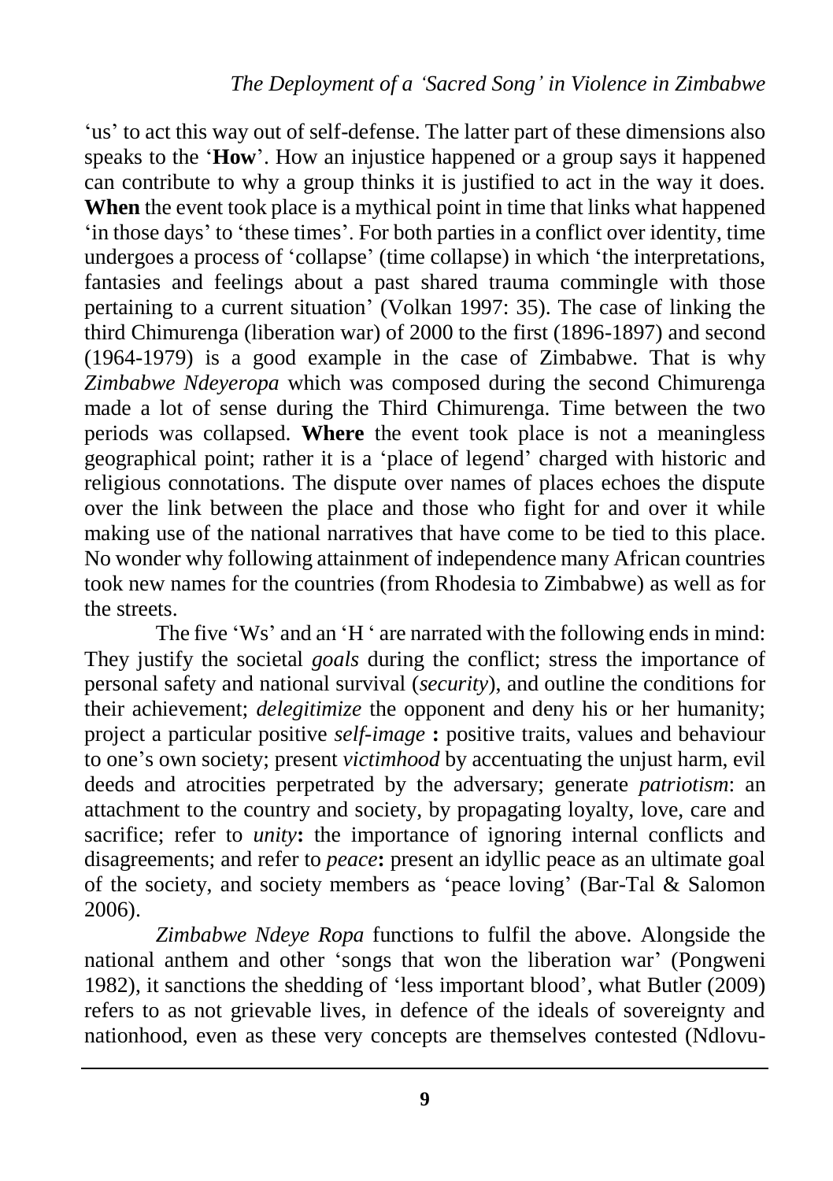'us' to act this way out of self-defense. The latter part of these dimensions also speaks to the '**How**'. How an injustice happened or a group says it happened can contribute to why a group thinks it is justified to act in the way it does. **When** the event took place is a mythical point in time that links what happened 'in those days' to 'these times'. For both parties in a conflict over identity, time undergoes a process of 'collapse' (time collapse) in which 'the interpretations, fantasies and feelings about a past shared trauma commingle with those pertaining to a current situation' (Volkan 1997: 35). The case of linking the third Chimurenga (liberation war) of 2000 to the first (1896-1897) and second (1964-1979) is a good example in the case of Zimbabwe. That is why *Zimbabwe Ndeyeropa* which was composed during the second Chimurenga made a lot of sense during the Third Chimurenga. Time between the two periods was collapsed. **Where** the event took place is not a meaningless geographical point; rather it is a 'place of legend' charged with historic and religious connotations. The dispute over names of places echoes the dispute over the link between the place and those who fight for and over it while making use of the national narratives that have come to be tied to this place. No wonder why following attainment of independence many African countries took new names for the countries (from Rhodesia to Zimbabwe) as well as for the streets.

The five 'Ws' and an 'H ' are narrated with the following ends in mind: They justify the societal *goals* during the conflict; stress the importance of personal safety and national survival (*security*), and outline the conditions for their achievement; *delegitimize* the opponent and deny his or her humanity; project a particular positive *self-image* **:** positive traits, values and behaviour to one's own society; present *victimhood* by accentuating the unjust harm, evil deeds and atrocities perpetrated by the adversary; generate *patriotism*: an attachment to the country and society, by propagating loyalty, love, care and sacrifice; refer to *unity***:** the importance of ignoring internal conflicts and disagreements; and refer to *peace***:** present an idyllic peace as an ultimate goal of the society, and society members as 'peace loving' (Bar-Tal & Salomon 2006).

*Zimbabwe Ndeye Ropa* functions to fulfil the above. Alongside the national anthem and other 'songs that won the liberation war' (Pongweni 1982), it sanctions the shedding of 'less important blood', what Butler (2009) refers to as not grievable lives, in defence of the ideals of sovereignty and nationhood, even as these very concepts are themselves contested (Ndlovu-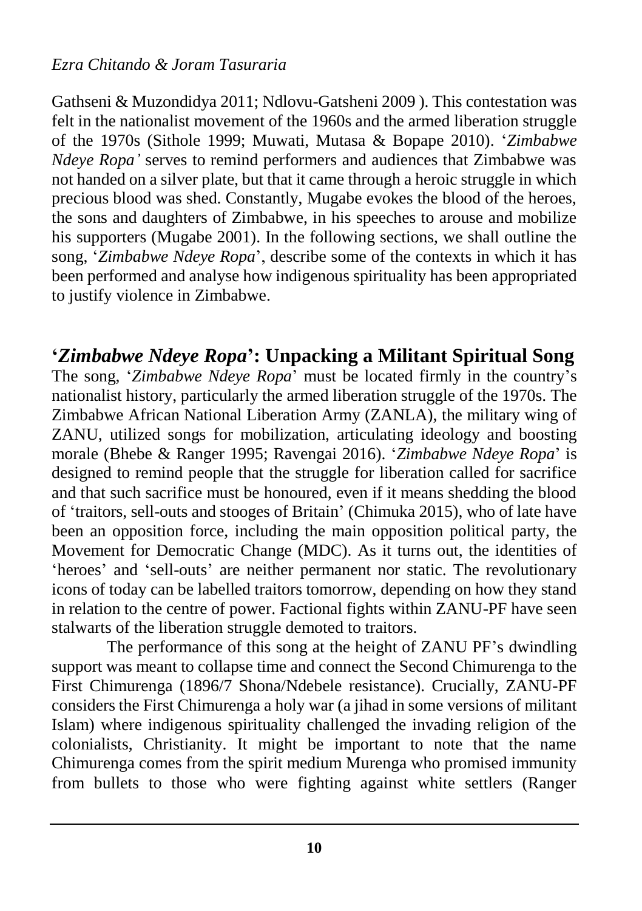Gathseni & Muzondidya 2011; Ndlovu-Gatsheni 2009 ). This contestation was felt in the nationalist movement of the 1960s and the armed liberation struggle of the 1970s (Sithole 1999; Muwati, Mutasa & Bopape 2010). '*Zimbabwe Ndeye Ropa'* serves to remind performers and audiences that Zimbabwe was not handed on a silver plate, but that it came through a heroic struggle in which precious blood was shed. Constantly, Mugabe evokes the blood of the heroes, the sons and daughters of Zimbabwe, in his speeches to arouse and mobilize his supporters (Mugabe 2001). In the following sections, we shall outline the song, '*Zimbabwe Ndeye Ropa*', describe some of the contexts in which it has been performed and analyse how indigenous spirituality has been appropriated to justify violence in Zimbabwe.

## '*Zimbabwe Ndeye Ropa*': Unpacking a Militant Spiritual Song

The song, '*Zimbabwe Ndeye Ropa*' must be located firmly in the country's nationalist history, particularly the armed liberation struggle of the 1970s. The Zimbabwe African National Liberation Army (ZANLA), the military wing of ZANU, utilized songs for mobilization, articulating ideology and boosting morale (Bhebe & Ranger 1995; Ravengai 2016). '*Zimbabwe Ndeye Ropa*' is designed to remind people that the struggle for liberation called for sacrifice and that such sacrifice must be honoured, even if it means shedding the blood of 'traitors, sell-outs and stooges of Britain' (Chimuka 2015), who of late have been an opposition force, including the main opposition political party, the Movement for Democratic Change (MDC). As it turns out, the identities of 'heroes' and 'sell-outs' are neither permanent nor static. The revolutionary icons of today can be labelled traitors tomorrow, depending on how they stand in relation to the centre of power. Factional fights within ZANU-PF have seen stalwarts of the liberation struggle demoted to traitors.

The performance of this song at the height of ZANU PF's dwindling support was meant to collapse time and connect the Second Chimurenga to the First Chimurenga (1896/7 Shona/Ndebele resistance). Crucially, ZANU-PF considers the First Chimurenga a holy war (a jihad in some versions of militant Islam) where indigenous spirituality challenged the invading religion of the colonialists, Christianity. It might be important to note that the name Chimurenga comes from the spirit medium Murenga who promised immunity from bullets to those who were fighting against white settlers (Ranger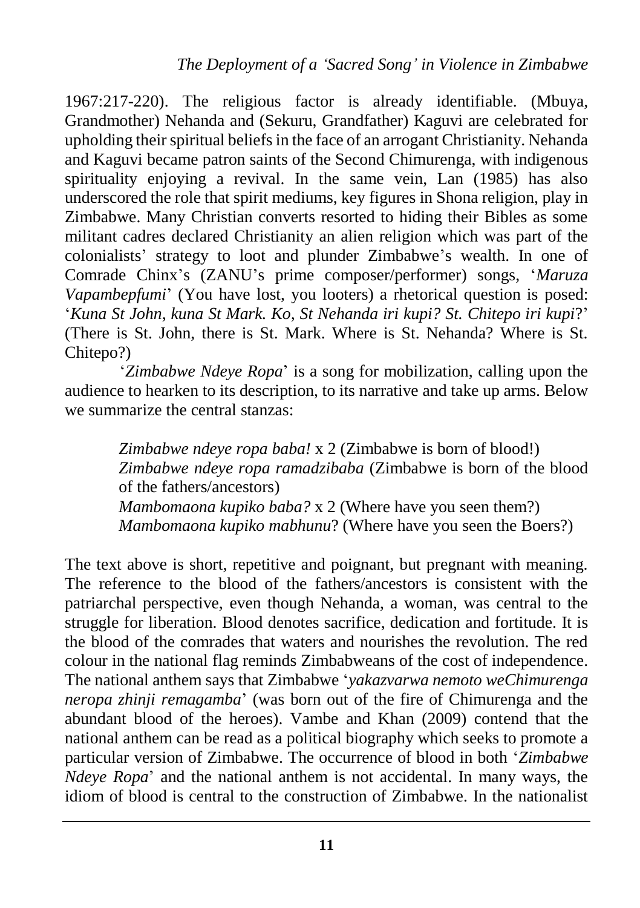1967:217-220). The religious factor is already identifiable. (Mbuya, Grandmother) Nehanda and (Sekuru, Grandfather) Kaguvi are celebrated for upholding their spiritual beliefs in the face of an arrogant Christianity. Nehanda and Kaguvi became patron saints of the Second Chimurenga, with indigenous spirituality enjoying a revival. In the same vein, Lan (1985) has also underscored the role that spirit mediums, key figures in Shona religion, play in Zimbabwe. Many Christian converts resorted to hiding their Bibles as some militant cadres declared Christianity an alien religion which was part of the colonialists' strategy to loot and plunder Zimbabwe's wealth. In one of Comrade Chinx's (ZANU's prime composer/performer) songs, '*Maruza Vapambepfumi*' (You have lost, you looters) a rhetorical question is posed: '*Kuna St John, kuna St Mark. Ko, St Nehanda iri kupi? St. Chitepo iri kupi*?' (There is St. John, there is St. Mark. Where is St. Nehanda? Where is St. Chitepo?)

'*Zimbabwe Ndeye Ropa*' is a song for mobilization, calling upon the audience to hearken to its description, to its narrative and take up arms. Below we summarize the central stanzas:

> *Zimbabwe ndeye ropa baba!* x 2 (Zimbabwe is born of blood!)
> *Zimbabwe ndeye ropa ramadzibaba* (Zimbabwe is born of the blood of the fathers/ancestors)
> *Mambomaona kupiko baba?* x 2 (Where have you seen them?)
> *Mambomaona kupiko mabhunu*? (Where have you seen the Boers?)

The text above is short, repetitive and poignant, but pregnant with meaning. The reference to the blood of the fathers/ancestors is consistent with the patriarchal perspective, even though Nehanda, a woman, was central to the struggle for liberation. Blood denotes sacrifice, dedication and fortitude. It is the blood of the comrades that waters and nourishes the revolution. The red colour in the national flag reminds Zimbabweans of the cost of independence. The national anthem says that Zimbabwe '*yakazvarwa nemoto weChimurenga neropa zhinji remagamba*' (was born out of the fire of Chimurenga and the abundant blood of the heroes). Vambe and Khan (2009) contend that the national anthem can be read as a political biography which seeks to promote a particular version of Zimbabwe. The occurrence of blood in both '*Zimbabwe Ndeye Ropa*' and the national anthem is not accidental. In many ways, the idiom of blood is central to the construction of Zimbabwe. In the nationalist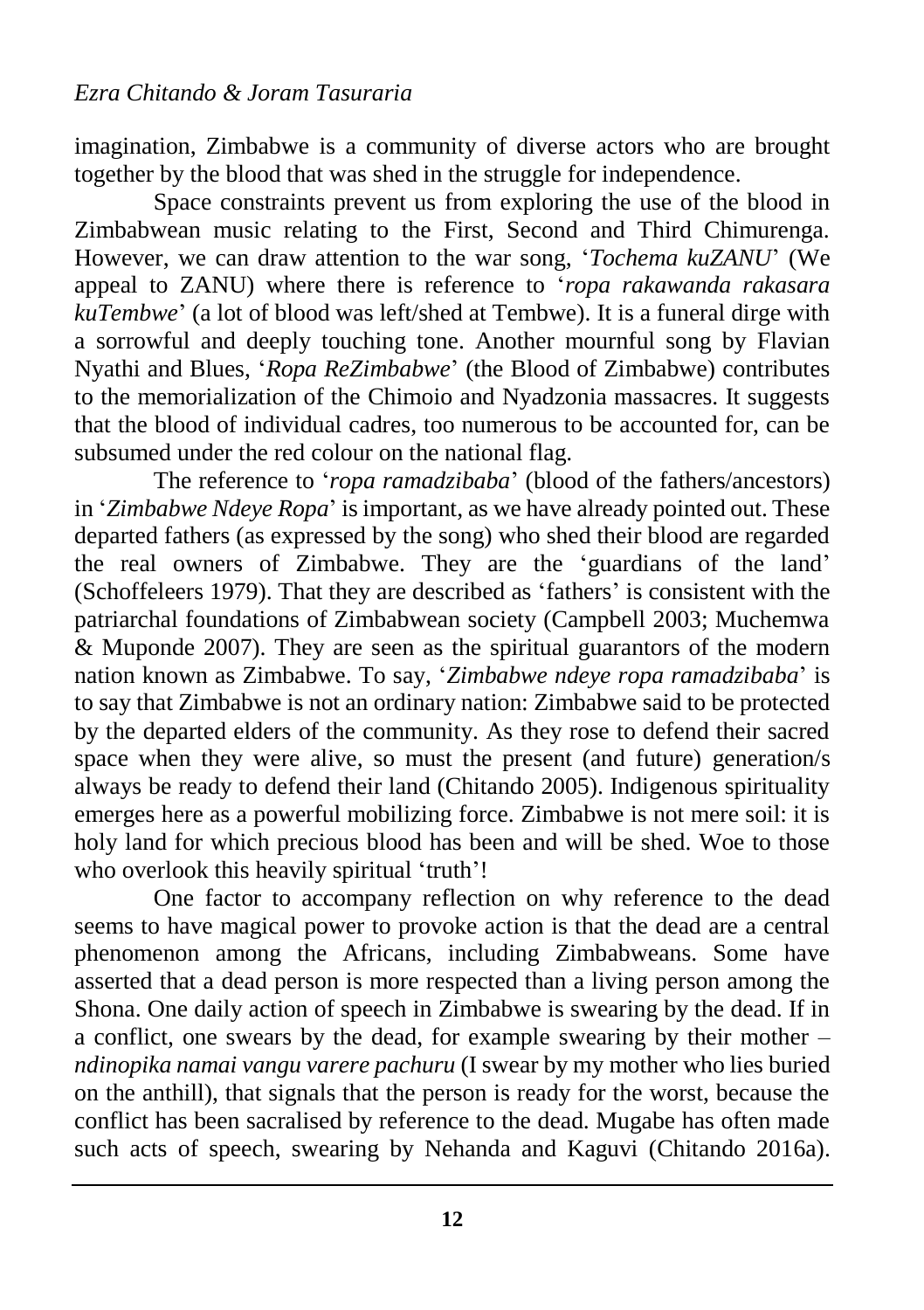imagination, Zimbabwe is a community of diverse actors who are brought together by the blood that was shed in the struggle for independence.

Space constraints prevent us from exploring the use of the blood in Zimbabwean music relating to the First, Second and Third Chimurenga. However, we can draw attention to the war song, '*Tochema kuZANU*' (We appeal to ZANU) where there is reference to '*ropa rakawanda rakasara kuTembwe*' (a lot of blood was left/shed at Tembwe). It is a funeral dirge with a sorrowful and deeply touching tone. Another mournful song by Flavian Nyathi and Blues, '*Ropa ReZimbabwe*' (the Blood of Zimbabwe) contributes to the memorialization of the Chimoio and Nyadzonia massacres. It suggests that the blood of individual cadres, too numerous to be accounted for, can be subsumed under the red colour on the national flag.

The reference to '*ropa ramadzibaba*' (blood of the fathers/ancestors) in '*Zimbabwe Ndeye Ropa*' is important, as we have already pointed out. These departed fathers (as expressed by the song) who shed their blood are regarded the real owners of Zimbabwe. They are the 'guardians of the land' (Schoffeleers 1979). That they are described as 'fathers' is consistent with the patriarchal foundations of Zimbabwean society (Campbell 2003; Muchemwa & Muponde 2007). They are seen as the spiritual guarantors of the modern nation known as Zimbabwe. To say, '*Zimbabwe ndeye ropa ramadzibaba*' is to say that Zimbabwe is not an ordinary nation: Zimbabwe said to be protected by the departed elders of the community. As they rose to defend their sacred space when they were alive, so must the present (and future) generation/s always be ready to defend their land (Chitando 2005). Indigenous spirituality emerges here as a powerful mobilizing force. Zimbabwe is not mere soil: it is holy land for which precious blood has been and will be shed. Woe to those who overlook this heavily spiritual 'truth'!

One factor to accompany reflection on why reference to the dead seems to have magical power to provoke action is that the dead are a central phenomenon among the Africans, including Zimbabweans. Some have asserted that a dead person is more respected than a living person among the Shona. One daily action of speech in Zimbabwe is swearing by the dead. If in a conflict, one swears by the dead, for example swearing by their mother – *ndinopika namai vangu varere pachuru* (I swear by my mother who lies buried on the anthill), that signals that the person is ready for the worst, because the conflict has been sacralised by reference to the dead. Mugabe has often made such acts of speech, swearing by Nehanda and Kaguvi (Chitando 2016a).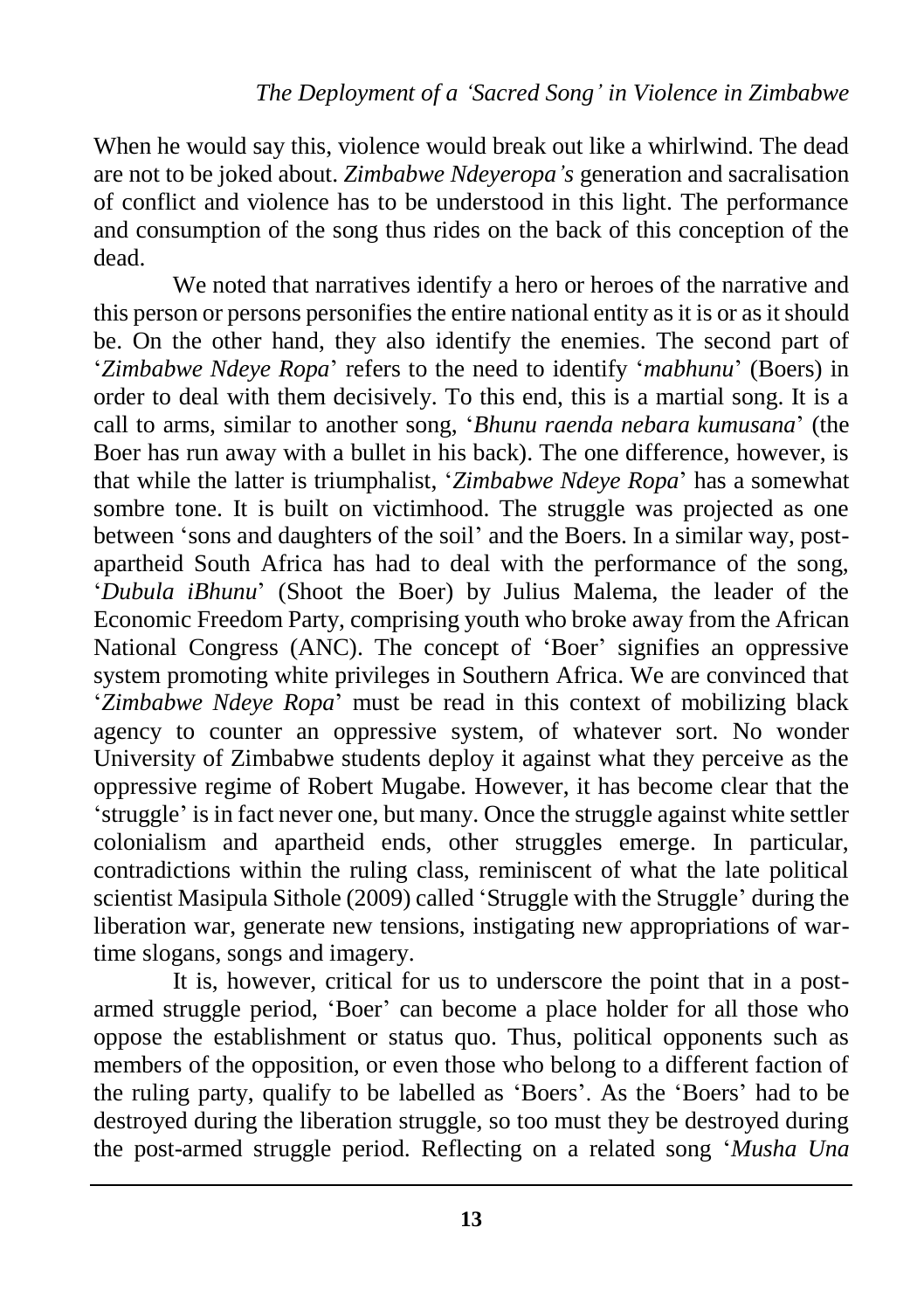When he would say this, violence would break out like a whirlwind. The dead are not to be joked about. *Zimbabwe Ndeyeropa's* generation and sacralisation of conflict and violence has to be understood in this light. The performance and consumption of the song thus rides on the back of this conception of the dead.

We noted that narratives identify a hero or heroes of the narrative and this person or persons personifies the entire national entity as it is or as it should be. On the other hand, they also identify the enemies. The second part of '*Zimbabwe Ndeye Ropa*' refers to the need to identify '*mabhunu*' (Boers) in order to deal with them decisively. To this end, this is a martial song. It is a call to arms, similar to another song, '*Bhunu raenda nebara kumusana*' (the Boer has run away with a bullet in his back). The one difference, however, is that while the latter is triumphalist, '*Zimbabwe Ndeye Ropa*' has a somewhat sombre tone. It is built on victimhood. The struggle was projected as one between 'sons and daughters of the soil' and the Boers. In a similar way, post-apartheid South Africa has had to deal with the performance of the song, '*Dubula iBhunu*' (Shoot the Boer) by Julius Malema, the leader of the Economic Freedom Party, comprising youth who broke away from the African National Congress (ANC). The concept of 'Boer' signifies an oppressive system promoting white privileges in Southern Africa. We are convinced that '*Zimbabwe Ndeye Ropa*' must be read in this context of mobilizing black agency to counter an oppressive system, of whatever sort. No wonder University of Zimbabwe students deploy it against what they perceive as the oppressive regime of Robert Mugabe. However, it has become clear that the 'struggle' is in fact never one, but many. Once the struggle against white settler colonialism and apartheid ends, other struggles emerge. In particular, contradictions within the ruling class, reminiscent of what the late political scientist Masipula Sithole (2009) called 'Struggle with the Struggle' during the liberation war, generate new tensions, instigating new appropriations of war-time slogans, songs and imagery.

It is, however, critical for us to underscore the point that in a post-armed struggle period, 'Boer' can become a place holder for all those who oppose the establishment or status quo. Thus, political opponents such as members of the opposition, or even those who belong to a different faction of the ruling party, qualify to be labelled as 'Boers'. As the 'Boers' had to be destroyed during the liberation struggle, so too must they be destroyed during the post-armed struggle period. Reflecting on a related song '*Musha Una*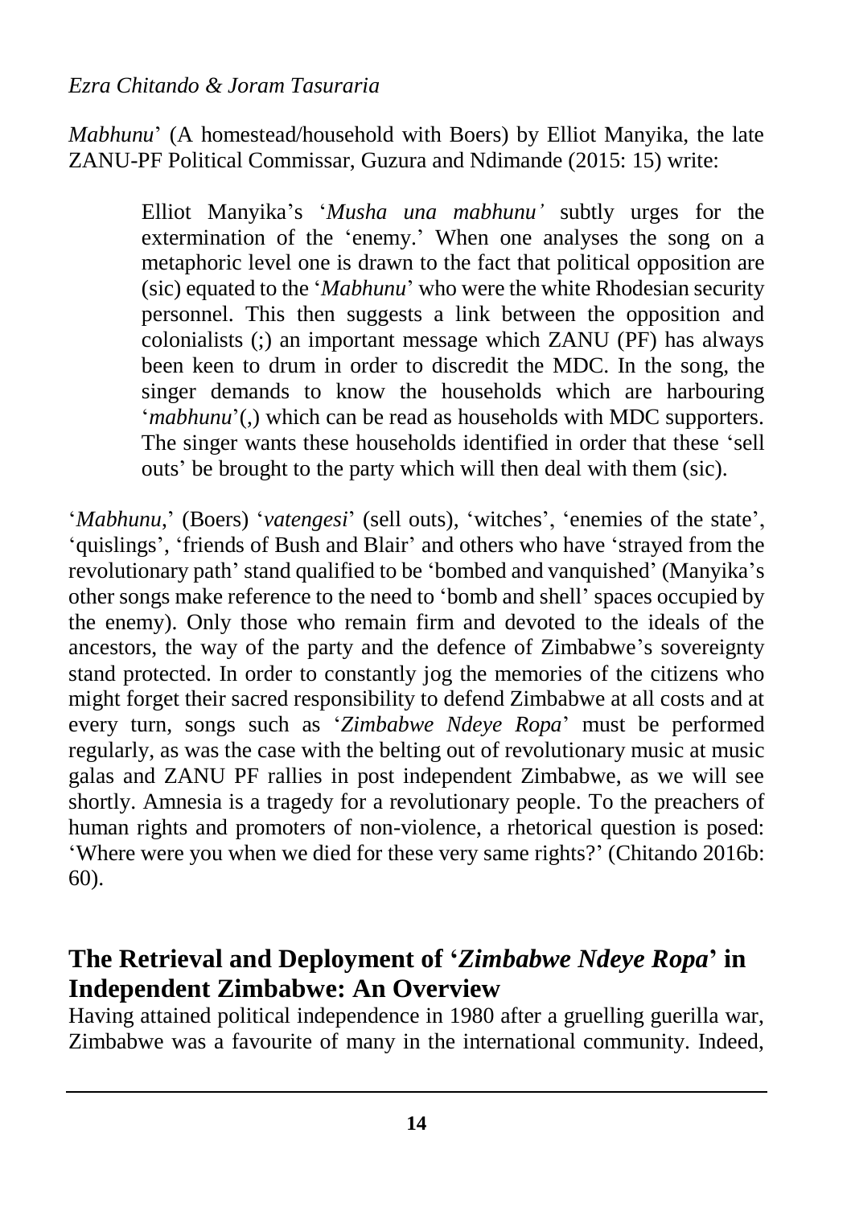*Mabhunu*' (A homestead/household with Boers) by Elliot Manyika, the late ZANU-PF Political Commissar, Guzura and Ndimande (2015: 15) write:

> Elliot Manyika's '*Musha una mabhunu'* subtly urges for the extermination of the 'enemy.' When one analyses the song on a metaphoric level one is drawn to the fact that political opposition are (sic) equated to the '*Mabhunu*' who were the white Rhodesian security personnel. This then suggests a link between the opposition and colonialists (;) an important message which ZANU (PF) has always been keen to drum in order to discredit the MDC. In the song, the singer demands to know the households which are harbouring '*mabhunu*'(,) which can be read as households with MDC supporters. The singer wants these households identified in order that these 'sell outs' be brought to the party which will then deal with them (sic).

'*Mabhunu,*' (Boers) '*vatengesi*' (sell outs), 'witches', 'enemies of the state', 'quislings', 'friends of Bush and Blair' and others who have 'strayed from the revolutionary path' stand qualified to be 'bombed and vanquished' (Manyika's other songs make reference to the need to 'bomb and shell' spaces occupied by the enemy). Only those who remain firm and devoted to the ideals of the ancestors, the way of the party and the defence of Zimbabwe's sovereignty stand protected. In order to constantly jog the memories of the citizens who might forget their sacred responsibility to defend Zimbabwe at all costs and at every turn, songs such as '*Zimbabwe Ndeye Ropa*' must be performed regularly, as was the case with the belting out of revolutionary music at music galas and ZANU PF rallies in post independent Zimbabwe, as we will see shortly. Amnesia is a tragedy for a revolutionary people. To the preachers of human rights and promoters of non-violence, a rhetorical question is posed: 'Where were you when we died for these very same rights?' (Chitando 2016b: 60).

## The Retrieval and Deployment of '*Zimbabwe Ndeye Ropa*' in Independent Zimbabwe: An Overview

Having attained political independence in 1980 after a gruelling guerilla war, Zimbabwe was a favourite of many in the international community. Indeed,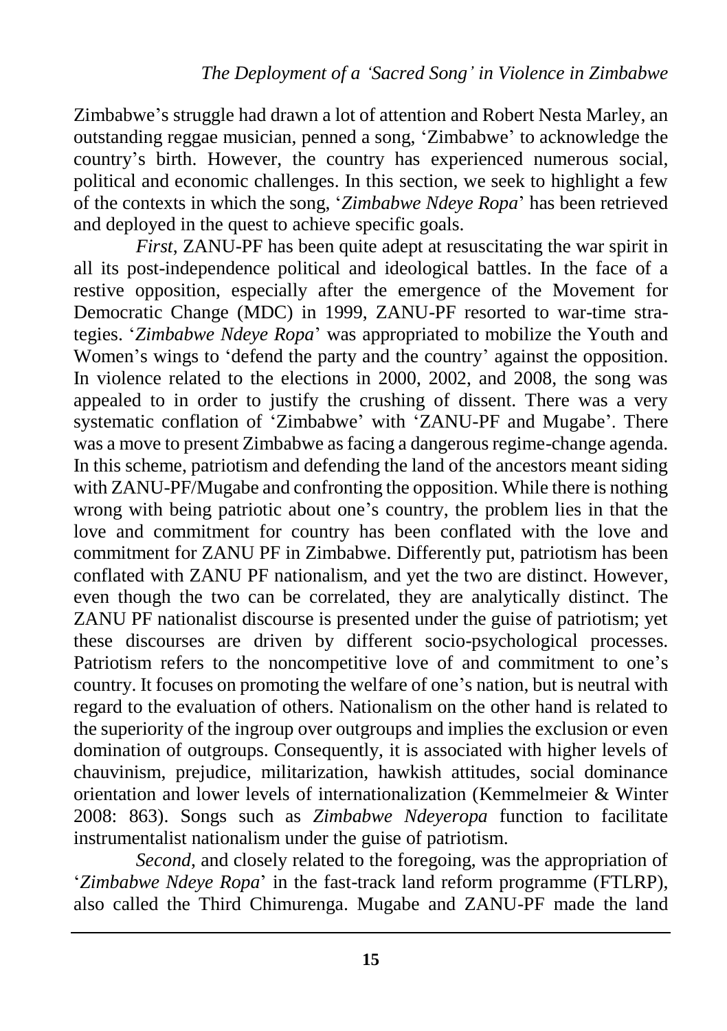Zimbabwe's struggle had drawn a lot of attention and Robert Nesta Marley, an outstanding reggae musician, penned a song, 'Zimbabwe' to acknowledge the country's birth. However, the country has experienced numerous social, political and economic challenges. In this section, we seek to highlight a few of the contexts in which the song, '*Zimbabwe Ndeye Ropa*' has been retrieved and deployed in the quest to achieve specific goals.

*First*, ZANU-PF has been quite adept at resuscitating the war spirit in all its post-independence political and ideological battles. In the face of a restive opposition, especially after the emergence of the Movement for Democratic Change (MDC) in 1999, ZANU-PF resorted to war-time strategies. '*Zimbabwe Ndeye Ropa*' was appropriated to mobilize the Youth and Women's wings to 'defend the party and the country' against the opposition. In violence related to the elections in 2000, 2002, and 2008, the song was appealed to in order to justify the crushing of dissent. There was a very systematic conflation of 'Zimbabwe' with 'ZANU-PF and Mugabe'. There was a move to present Zimbabwe as facing a dangerous regime-change agenda. In this scheme, patriotism and defending the land of the ancestors meant siding with ZANU-PF/Mugabe and confronting the opposition. While there is nothing wrong with being patriotic about one's country, the problem lies in that the love and commitment for country has been conflated with the love and commitment for ZANU PF in Zimbabwe. Differently put, patriotism has been conflated with ZANU PF nationalism, and yet the two are distinct. However, even though the two can be correlated, they are analytically distinct. The ZANU PF nationalist discourse is presented under the guise of patriotism; yet these discourses are driven by different socio-psychological processes. Patriotism refers to the noncompetitive love of and commitment to one's country. It focuses on promoting the welfare of one's nation, but is neutral with regard to the evaluation of others. Nationalism on the other hand is related to the superiority of the ingroup over outgroups and implies the exclusion or even domination of outgroups. Consequently, it is associated with higher levels of chauvinism, prejudice, militarization, hawkish attitudes, social dominance orientation and lower levels of internationalization (Kemmelmeier & Winter 2008: 863). Songs such as *Zimbabwe Ndeyeropa* function to facilitate instrumentalist nationalism under the guise of patriotism.

*Second*, and closely related to the foregoing, was the appropriation of '*Zimbabwe Ndeye Ropa*' in the fast-track land reform programme (FTLRP), also called the Third Chimurenga. Mugabe and ZANU-PF made the land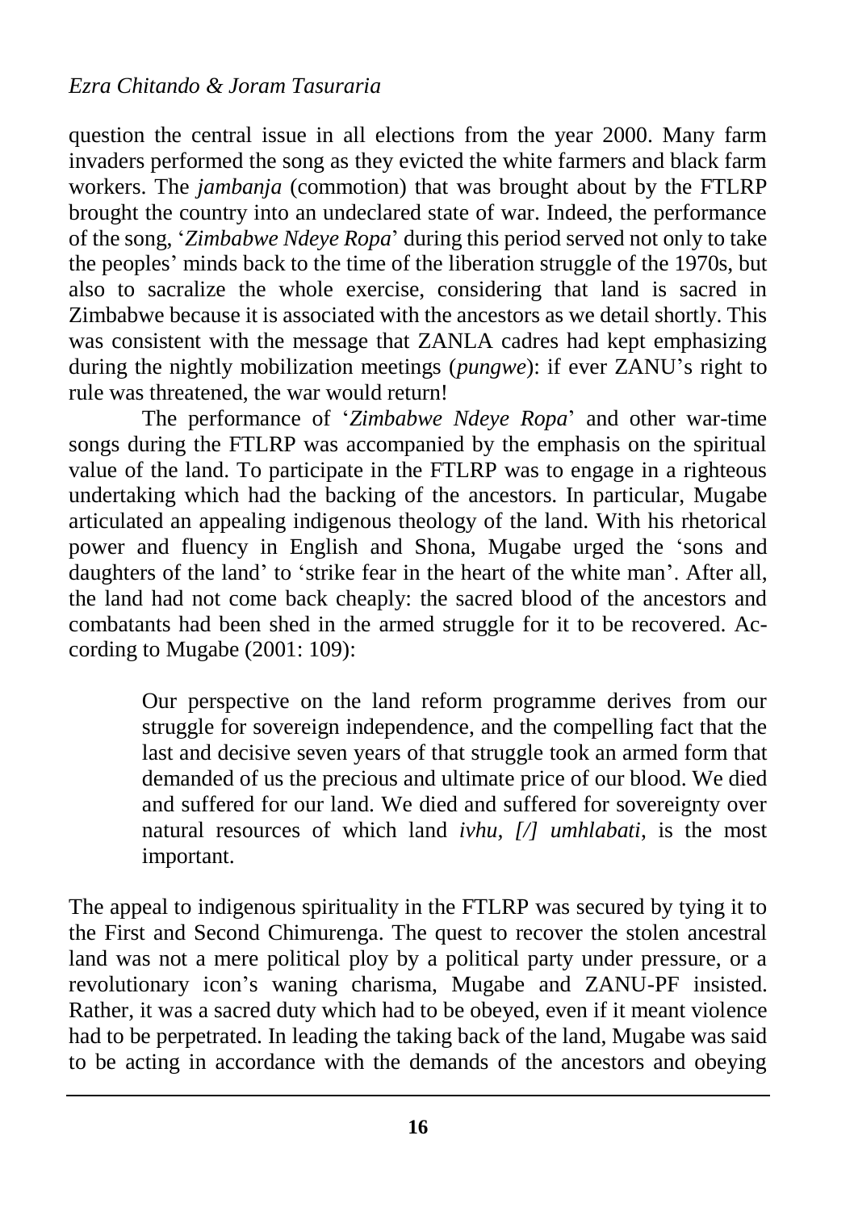question the central issue in all elections from the year 2000. Many farm invaders performed the song as they evicted the white farmers and black farm workers. The *jambanja* (commotion) that was brought about by the FTLRP brought the country into an undeclared state of war. Indeed, the performance of the song, '*Zimbabwe Ndeye Ropa*' during this period served not only to take the peoples' minds back to the time of the liberation struggle of the 1970s, but also to sacralize the whole exercise, considering that land is sacred in Zimbabwe because it is associated with the ancestors as we detail shortly. This was consistent with the message that ZANLA cadres had kept emphasizing during the nightly mobilization meetings (*pungwe*): if ever ZANU's right to rule was threatened, the war would return!

The performance of '*Zimbabwe Ndeye Ropa*' and other war-time songs during the FTLRP was accompanied by the emphasis on the spiritual value of the land. To participate in the FTLRP was to engage in a righteous undertaking which had the backing of the ancestors. In particular, Mugabe articulated an appealing indigenous theology of the land. With his rhetorical power and fluency in English and Shona, Mugabe urged the 'sons and daughters of the land' to 'strike fear in the heart of the white man'. After all, the land had not come back cheaply: the sacred blood of the ancestors and combatants had been shed in the armed struggle for it to be recovered. According to Mugabe (2001: 109):

> Our perspective on the land reform programme derives from our struggle for sovereign independence, and the compelling fact that the last and decisive seven years of that struggle took an armed form that demanded of us the precious and ultimate price of our blood. We died and suffered for our land. We died and suffered for sovereignty over natural resources of which land *ivhu, [/] umhlabati*, is the most important.

The appeal to indigenous spirituality in the FTLRP was secured by tying it to the First and Second Chimurenga. The quest to recover the stolen ancestral land was not a mere political ploy by a political party under pressure, or a revolutionary icon's waning charisma, Mugabe and ZANU-PF insisted. Rather, it was a sacred duty which had to be obeyed, even if it meant violence had to be perpetrated. In leading the taking back of the land, Mugabe was said to be acting in accordance with the demands of the ancestors and obeying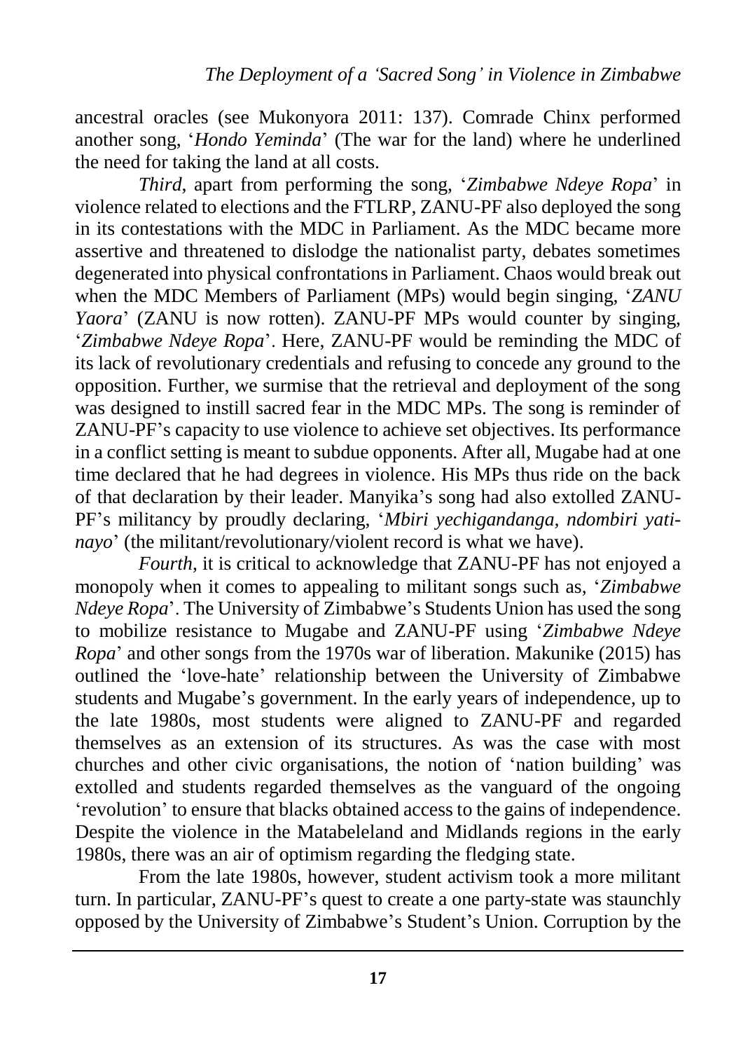ancestral oracles (see Mukonyora 2011: 137). Comrade Chinx performed another song, '*Hondo Yeminda*' (The war for the land) where he underlined the need for taking the land at all costs.

*Third*, apart from performing the song, '*Zimbabwe Ndeye Ropa*' in violence related to elections and the FTLRP, ZANU-PF also deployed the song in its contestations with the MDC in Parliament. As the MDC became more assertive and threatened to dislodge the nationalist party, debates sometimes degenerated into physical confrontations in Parliament. Chaos would break out when the MDC Members of Parliament (MPs) would begin singing, '*ZANU Yaora*' (ZANU is now rotten). ZANU-PF MPs would counter by singing, '*Zimbabwe Ndeye Ropa*'. Here, ZANU-PF would be reminding the MDC of its lack of revolutionary credentials and refusing to concede any ground to the opposition. Further, we surmise that the retrieval and deployment of the song was designed to instill sacred fear in the MDC MPs. The song is reminder of ZANU-PF's capacity to use violence to achieve set objectives. Its performance in a conflict setting is meant to subdue opponents. After all, Mugabe had at one time declared that he had degrees in violence. His MPs thus ride on the back of that declaration by their leader. Manyika's song had also extolled ZANU-PF's militancy by proudly declaring, '*Mbiri yechigandanga, ndombiri yatinayo*' (the militant/revolutionary/violent record is what we have).

*Fourth*, it is critical to acknowledge that ZANU-PF has not enjoyed a monopoly when it comes to appealing to militant songs such as, '*Zimbabwe Ndeye Ropa*'. The University of Zimbabwe's Students Union has used the song to mobilize resistance to Mugabe and ZANU-PF using '*Zimbabwe Ndeye Ropa*' and other songs from the 1970s war of liberation. Makunike (2015) has outlined the 'love-hate' relationship between the University of Zimbabwe students and Mugabe's government. In the early years of independence, up to the late 1980s, most students were aligned to ZANU-PF and regarded themselves as an extension of its structures. As was the case with most churches and other civic organisations, the notion of 'nation building' was extolled and students regarded themselves as the vanguard of the ongoing 'revolution' to ensure that blacks obtained access to the gains of independence. Despite the violence in the Matabeleland and Midlands regions in the early 1980s, there was an air of optimism regarding the fledging state.

From the late 1980s, however, student activism took a more militant turn. In particular, ZANU-PF's quest to create a one party-state was staunchly opposed by the University of Zimbabwe's Student's Union. Corruption by the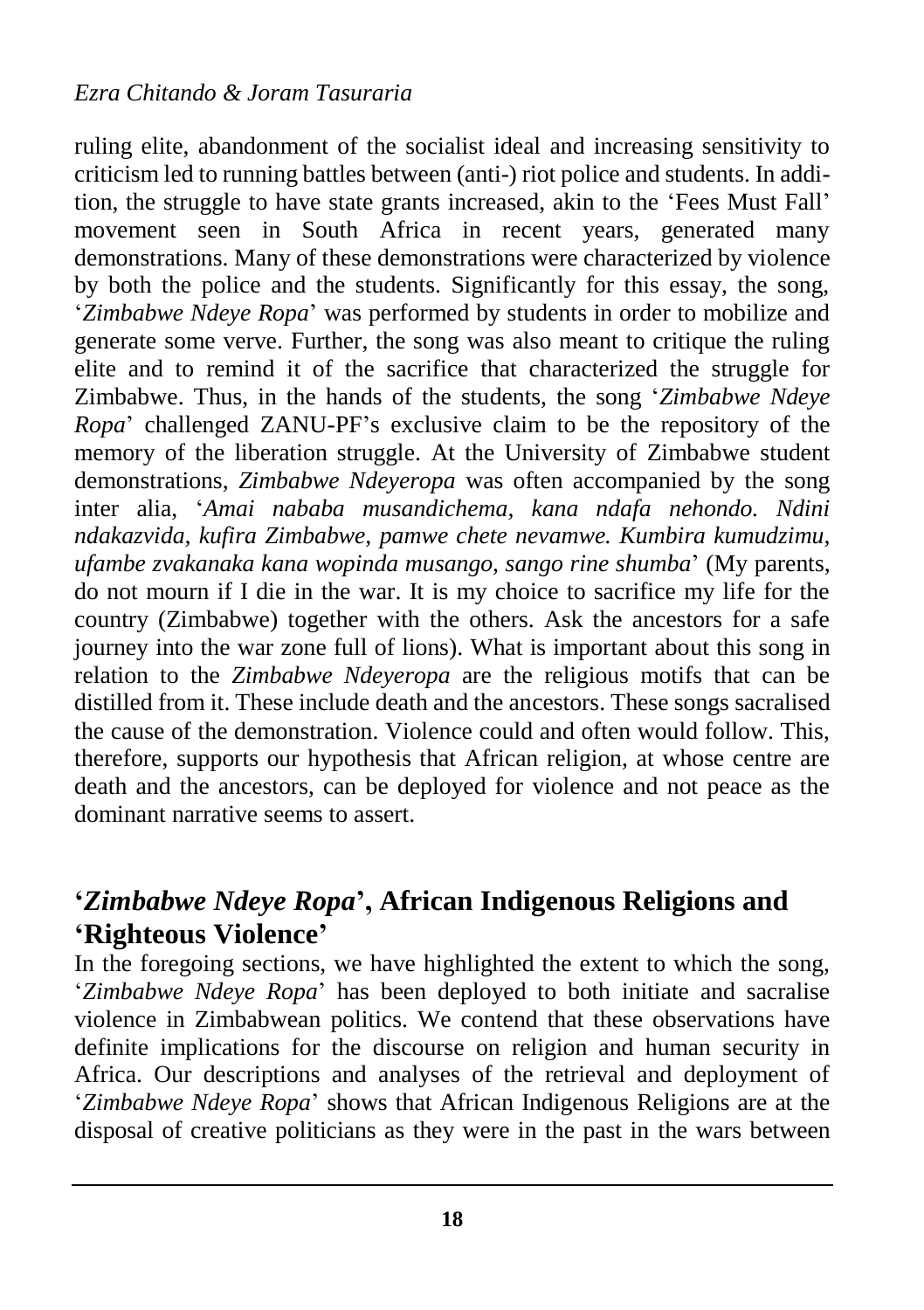ruling elite, abandonment of the socialist ideal and increasing sensitivity to criticism led to running battles between (anti-) riot police and students. In addition, the struggle to have state grants increased, akin to the 'Fees Must Fall' movement seen in South Africa in recent years, generated many demonstrations. Many of these demonstrations were characterized by violence by both the police and the students. Significantly for this essay, the song, '*Zimbabwe Ndeye Ropa*' was performed by students in order to mobilize and generate some verve. Further, the song was also meant to critique the ruling elite and to remind it of the sacrifice that characterized the struggle for Zimbabwe. Thus, in the hands of the students, the song '*Zimbabwe Ndeye Ropa*' challenged ZANU-PF's exclusive claim to be the repository of the memory of the liberation struggle. At the University of Zimbabwe student demonstrations, *Zimbabwe Ndeyeropa* was often accompanied by the song inter alia, '*Amai nababa musandichema, kana ndafa nehondo. Ndini ndakazvida, kufira Zimbabwe, pamwe chete nevamwe. Kumbira kumudzimu, ufambe zvakanaka kana wopinda musango, sango rine shumba*' (My parents, do not mourn if I die in the war. It is my choice to sacrifice my life for the country (Zimbabwe) together with the others. Ask the ancestors for a safe journey into the war zone full of lions). What is important about this song in relation to the *Zimbabwe Ndeyeropa* are the religious motifs that can be distilled from it. These include death and the ancestors. These songs sacralised the cause of the demonstration. Violence could and often would follow. This, therefore, supports our hypothesis that African religion, at whose centre are death and the ancestors, can be deployed for violence and not peace as the dominant narrative seems to assert.

## '*Zimbabwe Ndeye Ropa*', African Indigenous Religions and 'Righteous Violence'

In the foregoing sections, we have highlighted the extent to which the song, '*Zimbabwe Ndeye Ropa*' has been deployed to both initiate and sacralise violence in Zimbabwean politics. We contend that these observations have definite implications for the discourse on religion and human security in Africa. Our descriptions and analyses of the retrieval and deployment of '*Zimbabwe Ndeye Ropa*' shows that African Indigenous Religions are at the disposal of creative politicians as they were in the past in the wars between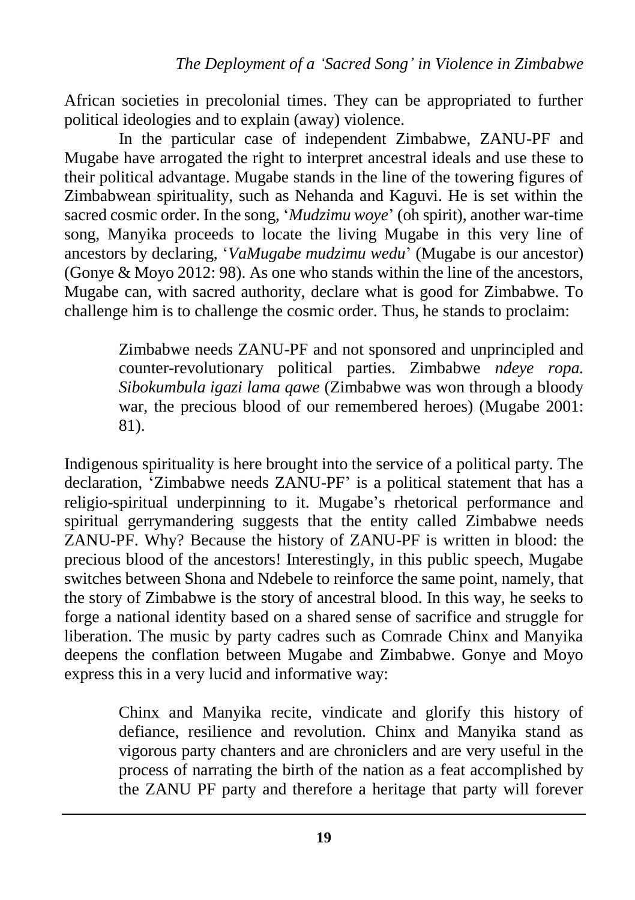African societies in precolonial times. They can be appropriated to further political ideologies and to explain (away) violence.

In the particular case of independent Zimbabwe, ZANU-PF and Mugabe have arrogated the right to interpret ancestral ideals and use these to their political advantage. Mugabe stands in the line of the towering figures of Zimbabwean spirituality, such as Nehanda and Kaguvi. He is set within the sacred cosmic order. In the song, '*Mudzimu woye*' (oh spirit), another war-time song, Manyika proceeds to locate the living Mugabe in this very line of ancestors by declaring, '*VaMugabe mudzimu wedu*' (Mugabe is our ancestor) (Gonye & Moyo 2012: 98). As one who stands within the line of the ancestors, Mugabe can, with sacred authority, declare what is good for Zimbabwe. To challenge him is to challenge the cosmic order. Thus, he stands to proclaim:

> Zimbabwe needs ZANU-PF and not sponsored and unprincipled and counter-revolutionary political parties. Zimbabwe *ndeye ropa. Sibokumbula igazi lama qawe* (Zimbabwe was won through a bloody war, the precious blood of our remembered heroes) (Mugabe 2001: 81).

Indigenous spirituality is here brought into the service of a political party. The declaration, 'Zimbabwe needs ZANU-PF' is a political statement that has a religio-spiritual underpinning to it. Mugabe's rhetorical performance and spiritual gerrymandering suggests that the entity called Zimbabwe needs ZANU-PF. Why? Because the history of ZANU-PF is written in blood: the precious blood of the ancestors! Interestingly, in this public speech, Mugabe switches between Shona and Ndebele to reinforce the same point, namely, that the story of Zimbabwe is the story of ancestral blood. In this way, he seeks to forge a national identity based on a shared sense of sacrifice and struggle for liberation. The music by party cadres such as Comrade Chinx and Manyika deepens the conflation between Mugabe and Zimbabwe. Gonye and Moyo express this in a very lucid and informative way:

> Chinx and Manyika recite, vindicate and glorify this history of defiance, resilience and revolution. Chinx and Manyika stand as vigorous party chanters and are chroniclers and are very useful in the process of narrating the birth of the nation as a feat accomplished by the ZANU PF party and therefore a heritage that party will forever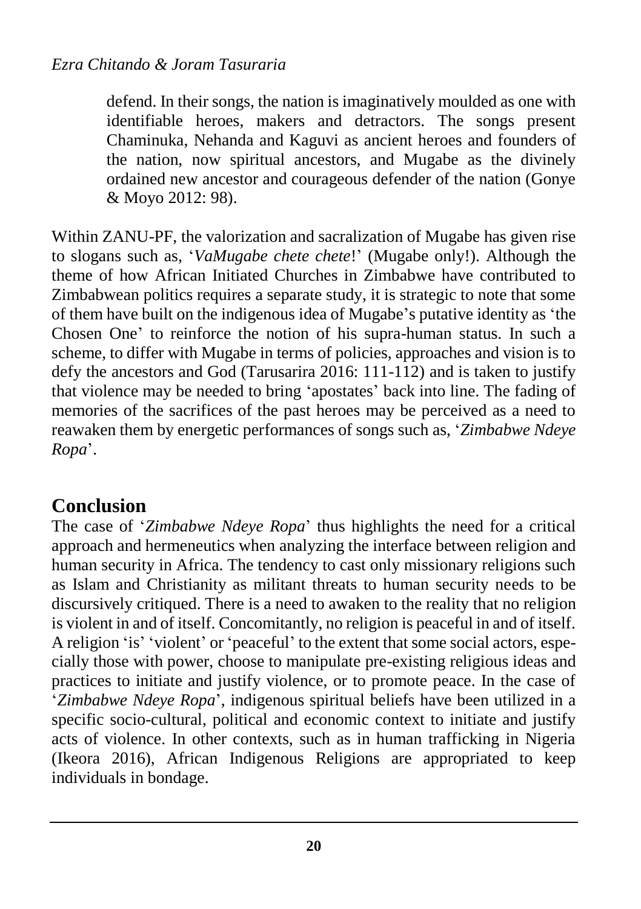> defend. In their songs, the nation is imaginatively moulded as one with identifiable heroes, makers and detractors. The songs present Chaminuka, Nehanda and Kaguvi as ancient heroes and founders of the nation, now spiritual ancestors, and Mugabe as the divinely ordained new ancestor and courageous defender of the nation (Gonye & Moyo 2012: 98).

Within ZANU-PF, the valorization and sacralization of Mugabe has given rise to slogans such as, '*VaMugabe chete chete*!' (Mugabe only!). Although the theme of how African Initiated Churches in Zimbabwe have contributed to Zimbabwean politics requires a separate study, it is strategic to note that some of them have built on the indigenous idea of Mugabe's putative identity as 'the Chosen One' to reinforce the notion of his supra-human status. In such a scheme, to differ with Mugabe in terms of policies, approaches and vision is to defy the ancestors and God (Tarusarira 2016: 111-112) and is taken to justify that violence may be needed to bring 'apostates' back into line. The fading of memories of the sacrifices of the past heroes may be perceived as a need to reawaken them by energetic performances of songs such as, '*Zimbabwe Ndeye Ropa*'.

## Conclusion

The case of '*Zimbabwe Ndeye Ropa*' thus highlights the need for a critical approach and hermeneutics when analyzing the interface between religion and human security in Africa. The tendency to cast only missionary religions such as Islam and Christianity as militant threats to human security needs to be discursively critiqued. There is a need to awaken to the reality that no religion is violent in and of itself. Concomitantly, no religion is peaceful in and of itself. A religion 'is' 'violent' or 'peaceful' to the extent that some social actors, especially those with power, choose to manipulate pre-existing religious ideas and practices to initiate and justify violence, or to promote peace. In the case of '*Zimbabwe Ndeye Ropa*', indigenous spiritual beliefs have been utilized in a specific socio-cultural, political and economic context to initiate and justify acts of violence. In other contexts, such as in human trafficking in Nigeria (Ikeora 2016), African Indigenous Religions are appropriated to keep individuals in bondage.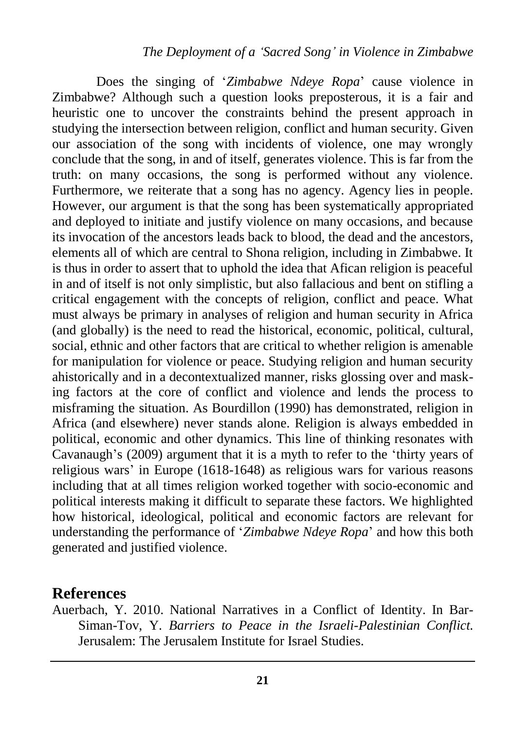Does the singing of '*Zimbabwe Ndeye Ropa*' cause violence in Zimbabwe? Although such a question looks preposterous, it is a fair and heuristic one to uncover the constraints behind the present approach in studying the intersection between religion, conflict and human security. Given our association of the song with incidents of violence, one may wrongly conclude that the song, in and of itself, generates violence. This is far from the truth: on many occasions, the song is performed without any violence. Furthermore, we reiterate that a song has no agency. Agency lies in people. However, our argument is that the song has been systematically appropriated and deployed to initiate and justify violence on many occasions, and because its invocation of the ancestors leads back to blood, the dead and the ancestors, elements all of which are central to Shona religion, including in Zimbabwe. It is thus in order to assert that to uphold the idea that Afican religion is peaceful in and of itself is not only simplistic, but also fallacious and bent on stifling a critical engagement with the concepts of religion, conflict and peace. What must always be primary in analyses of religion and human security in Africa (and globally) is the need to read the historical, economic, political, cultural, social, ethnic and other factors that are critical to whether religion is amenable for manipulation for violence or peace. Studying religion and human security ahistorically and in a decontextualized manner, risks glossing over and masking factors at the core of conflict and violence and lends the process to misframing the situation. As Bourdillon (1990) has demonstrated, religion in Africa (and elsewhere) never stands alone. Religion is always embedded in political, economic and other dynamics. This line of thinking resonates with Cavanaugh's (2009) argument that it is a myth to refer to the 'thirty years of religious wars' in Europe (1618-1648) as religious wars for various reasons including that at all times religion worked together with socio-economic and political interests making it difficult to separate these factors. We highlighted how historical, ideological, political and economic factors are relevant for understanding the performance of '*Zimbabwe Ndeye Ropa*' and how this both generated and justified violence.

## References

Auerbach, Y. 2010. National Narratives in a Conflict of Identity. In Bar-Siman-Tov, Y. *Barriers to Peace in the Israeli-Palestinian Conflict.* Jerusalem: The Jerusalem Institute for Israel Studies.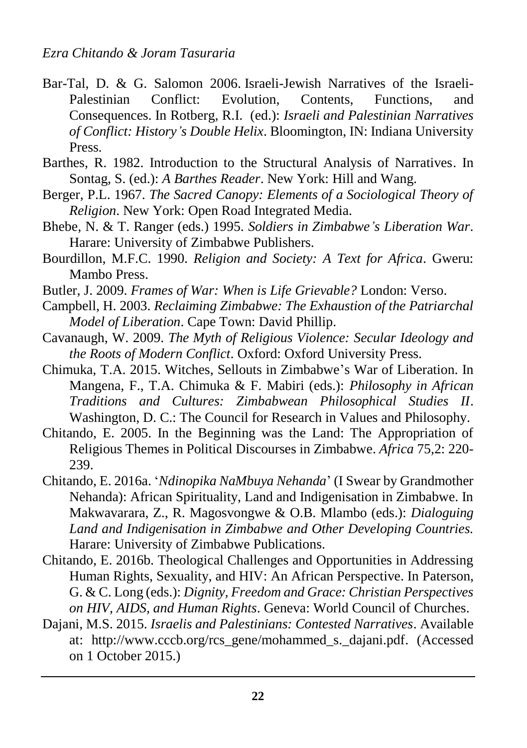Bar-Tal, D. & G. Salomon 2006. Israeli-Jewish Narratives of the Israeli-Palestinian Conflict: Evolution, Contents, Functions, and Consequences. In Rotberg, R.I. (ed.): *Israeli and Palestinian Narratives of Conflict: History's Double Helix*. Bloomington, IN: Indiana University Press.

Barthes, R. 1982. Introduction to the Structural Analysis of Narratives. In Sontag, S. (ed.): *A Barthes Reader*. New York: Hill and Wang.

Berger, P.L. 1967. *The Sacred Canopy: Elements of a Sociological Theory of Religion*. New York: Open Road Integrated Media.

Bhebe, N. & T. Ranger (eds.) 1995. *Soldiers in Zimbabwe's Liberation War*. Harare: University of Zimbabwe Publishers.

Bourdillon, M.F.C. 1990. *Religion and Society: A Text for Africa*. Gweru: Mambo Press.

Butler, J. 2009. *Frames of War: When is Life Grievable?* London: Verso.

Campbell, H. 2003. *Reclaiming Zimbabwe: The Exhaustion of the Patriarchal Model of Liberation*. Cape Town: David Phillip.

Cavanaugh, W. 2009. *The Myth of Religious Violence: Secular Ideology and the Roots of Modern Conflict*. Oxford: Oxford University Press.

Chimuka, T.A. 2015. Witches, Sellouts in Zimbabwe's War of Liberation. In Mangena, F., T.A. Chimuka & F. Mabiri (eds.): *Philosophy in African Traditions and Cultures: Zimbabwean Philosophical Studies II*. Washington, D. C.: The Council for Research in Values and Philosophy.

Chitando, E. 2005. In the Beginning was the Land: The Appropriation of Religious Themes in Political Discourses in Zimbabwe. *Africa* 75,2: 220-239.

Chitando, E. 2016a. '*Ndinopika NaMbuya Nehanda*' (I Swear by Grandmother Nehanda): African Spirituality, Land and Indigenisation in Zimbabwe. In Makwavarara, Z., R. Magosvongwe & O.B. Mlambo (eds.): *Dialoguing Land and Indigenisation in Zimbabwe and Other Developing Countries.* Harare: University of Zimbabwe Publications.

Chitando, E. 2016b. Theological Challenges and Opportunities in Addressing Human Rights, Sexuality, and HIV: An African Perspective. In Paterson, G. & C. Long (eds.): *Dignity, Freedom and Grace: Christian Perspectives on HIV, AIDS, and Human Rights*. Geneva: World Council of Churches.

Dajani, M.S. 2015. *Israelis and Palestinians: Contested Narratives*. Available at: http://www.cccb.org/rcs_gene/mohammed_s._dajani.pdf. (Accessed on 1 October 2015.)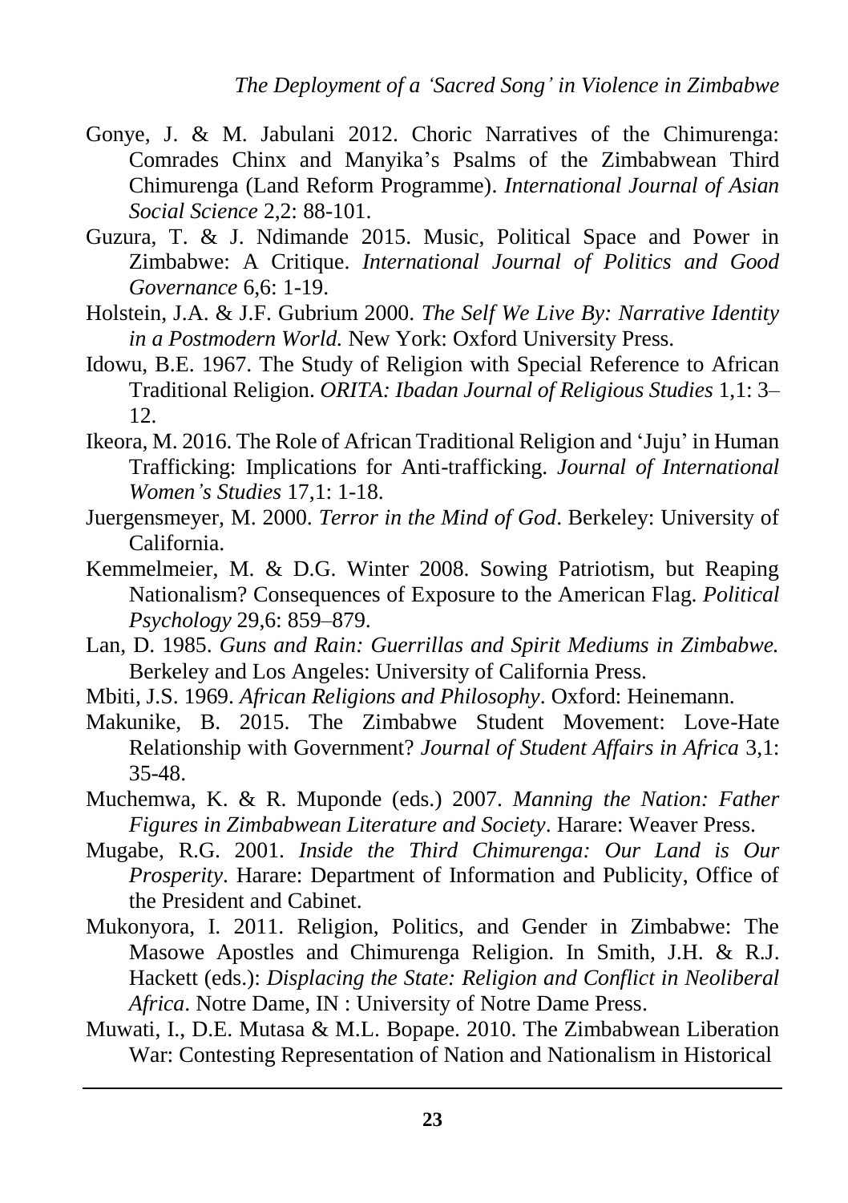Gonye, J. & M. Jabulani 2012. Choric Narratives of the Chimurenga: Comrades Chinx and Manyika's Psalms of the Zimbabwean Third Chimurenga (Land Reform Programme). *International Journal of Asian Social Science* 2,2: 88-101.

Guzura, T. & J. Ndimande 2015. Music, Political Space and Power in Zimbabwe: A Critique. *International Journal of Politics and Good Governance* 6,6: 1-19.

Holstein, J.A. & J.F. Gubrium 2000. *The Self We Live By: Narrative Identity in a Postmodern World.* New York: Oxford University Press.

Idowu, B.E. 1967. The Study of Religion with Special Reference to African Traditional Religion. *ORITA: Ibadan Journal of Religious Studies* 1,1: 3–12.

Ikeora, M. 2016. The Role of African Traditional Religion and 'Juju' in Human Trafficking: Implications for Anti-trafficking. *Journal of International Women's Studies* 17,1: 1-18.

Juergensmeyer, M. 2000. *Terror in the Mind of God*. Berkeley: University of California.

Kemmelmeier, M. & D.G. Winter 2008. Sowing Patriotism, but Reaping Nationalism? Consequences of Exposure to the American Flag. *Political Psychology* 29,6: 859–879.

Lan, D. 1985. *Guns and Rain: Guerrillas and Spirit Mediums in Zimbabwe.* Berkeley and Los Angeles: University of California Press.

Mbiti, J.S. 1969. *African Religions and Philosophy*. Oxford: Heinemann.

Makunike, B. 2015. The Zimbabwe Student Movement: Love-Hate Relationship with Government? *Journal of Student Affairs in Africa* 3,1: 35-48.

Muchemwa, K. & R. Muponde (eds.) 2007. *Manning the Nation: Father Figures in Zimbabwean Literature and Society*. Harare: Weaver Press.

Mugabe, R.G. 2001. *Inside the Third Chimurenga: Our Land is Our Prosperity*. Harare: Department of Information and Publicity, Office of the President and Cabinet.

Mukonyora, I. 2011. Religion, Politics, and Gender in Zimbabwe: The Masowe Apostles and Chimurenga Religion. In Smith, J.H. & R.J. Hackett (eds.): *Displacing the State: Religion and Conflict in Neoliberal Africa*. Notre Dame, IN : University of Notre Dame Press.

Muwati, I., D.E. Mutasa & M.L. Bopape. 2010. The Zimbabwean Liberation War: Contesting Representation of Nation and Nationalism in Historical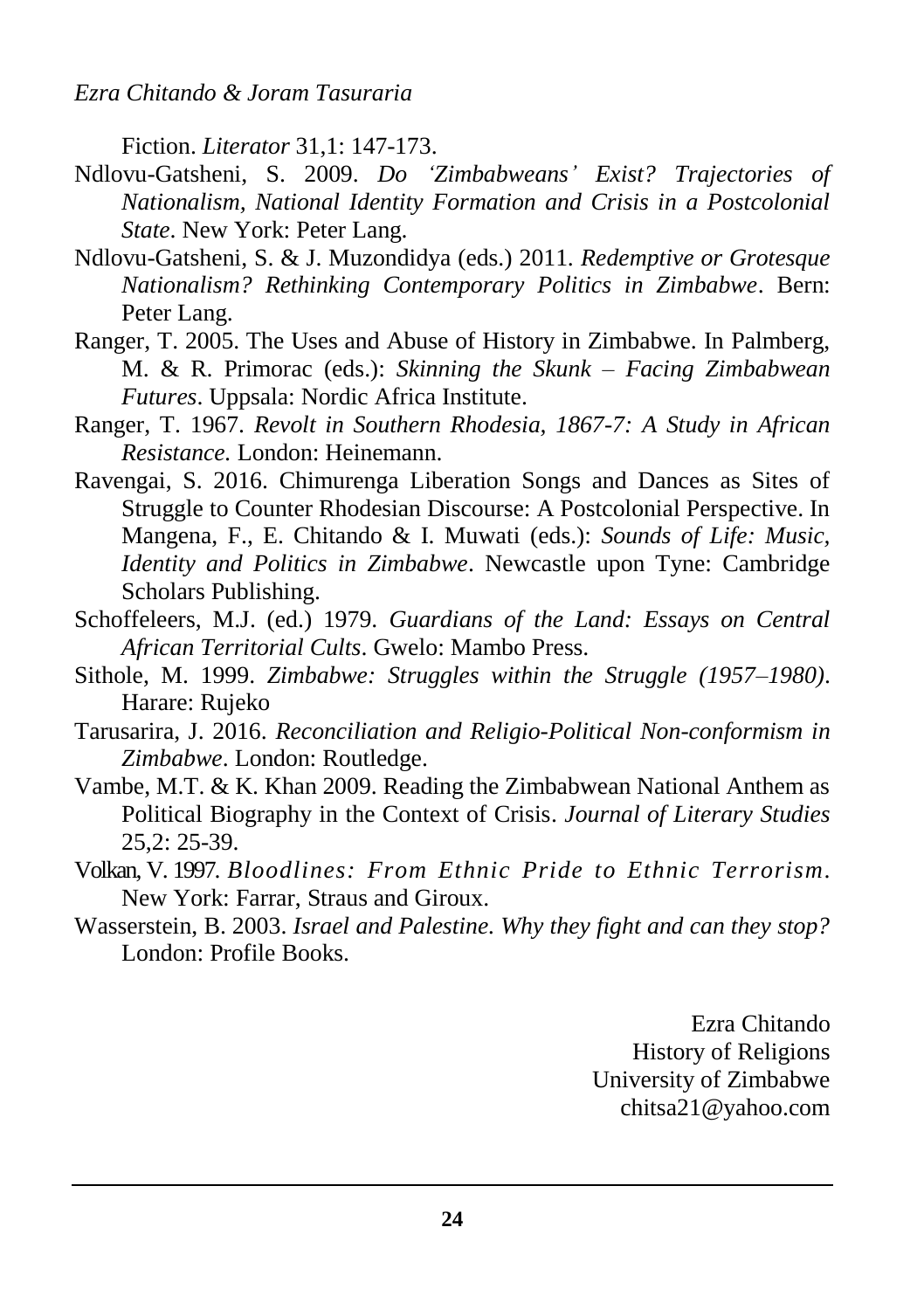Fiction. *Literator* 31,1: 147-173.

Ndlovu-Gatsheni, S. 2009. *Do 'Zimbabweans' Exist? Trajectories of Nationalism, National Identity Formation and Crisis in a Postcolonial State*. New York: Peter Lang.

Ndlovu-Gatsheni, S. & J. Muzondidya (eds.) 2011. *Redemptive or Grotesque Nationalism? Rethinking Contemporary Politics in Zimbabwe*. Bern: Peter Lang.

Ranger, T. 2005. The Uses and Abuse of History in Zimbabwe. In Palmberg, M. & R. Primorac (eds.): *Skinning the Skunk – Facing Zimbabwean Futures*. Uppsala: Nordic Africa Institute.

Ranger, T. 1967. *Revolt in Southern Rhodesia, 1867-7: A Study in African Resistance*. London: Heinemann.

Ravengai, S. 2016. Chimurenga Liberation Songs and Dances as Sites of Struggle to Counter Rhodesian Discourse: A Postcolonial Perspective. In Mangena, F., E. Chitando & I. Muwati (eds.): *Sounds of Life: Music, Identity and Politics in Zimbabwe*. Newcastle upon Tyne: Cambridge Scholars Publishing.

Schoffeleers, M.J. (ed.) 1979. *Guardians of the Land: Essays on Central African Territorial Cults*. Gwelo: Mambo Press.

Sithole, M. 1999. *Zimbabwe: Struggles within the Struggle (1957–1980)*. Harare: Rujeko

Tarusarira, J. 2016. *Reconciliation and Religio-Political Non-conformism in Zimbabwe*. London: Routledge.

Vambe, M.T. & K. Khan 2009. Reading the Zimbabwean National Anthem as Political Biography in the Context of Crisis. *Journal of Literary Studies* 25,2: 25-39.

Volkan, V. 1997. *Bloodlines: From Ethnic Pride to Ethnic Terrorism*. New York: Farrar, Straus and Giroux.

Wasserstein, B. 2003. *Israel and Palestine. Why they fight and can they stop?* London: Profile Books.

Ezra Chitando
History of Religions
University of Zimbabwe
chitsa21@yahoo.com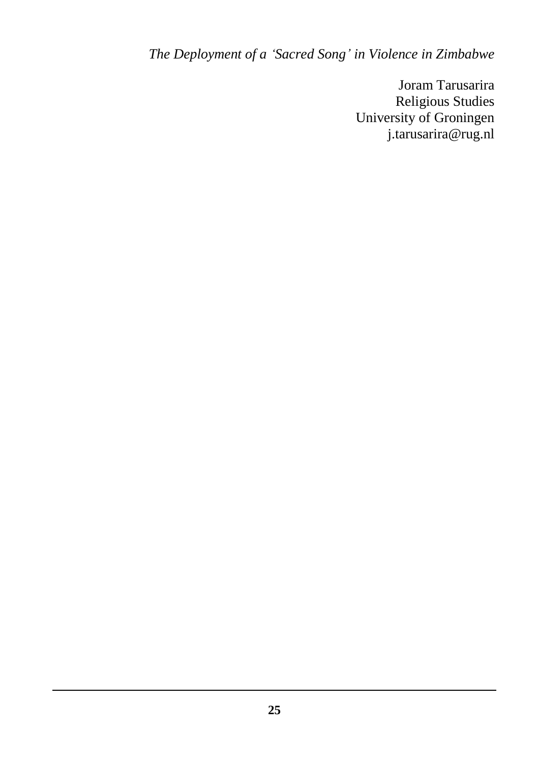*The Deployment of a 'Sacred Song' in Violence in Zimbabwe*

Joram Tarusarira
Religious Studies
University of Groningen
j.tarusarira@rug.nl